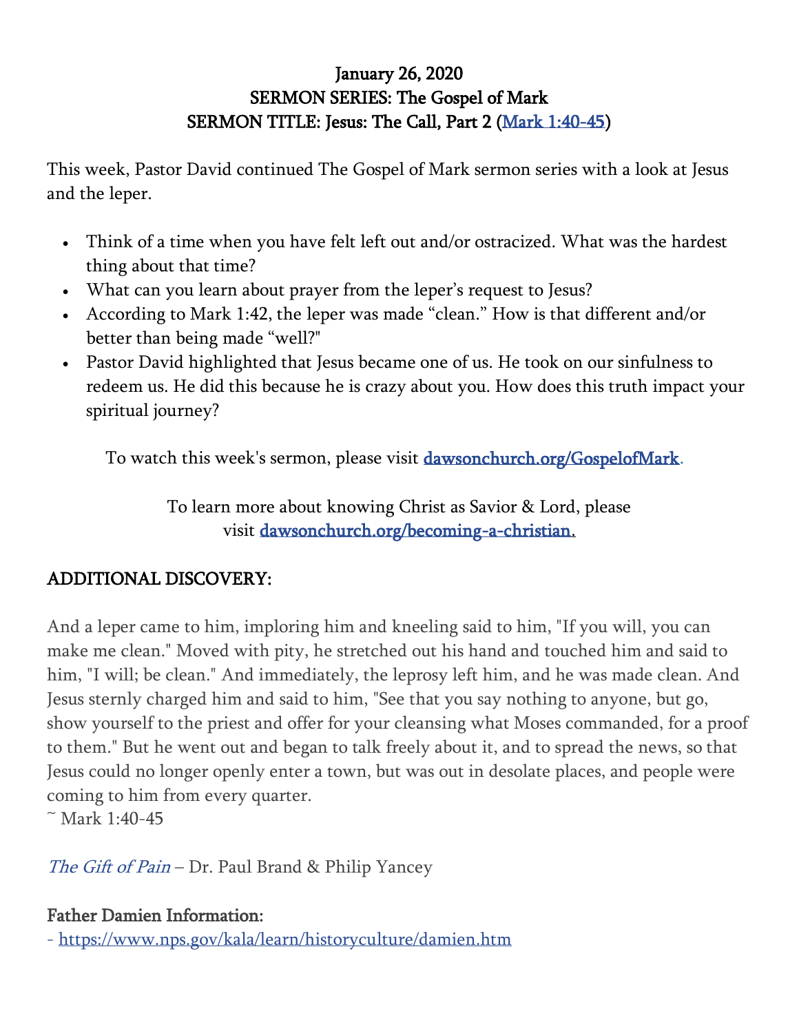**January 26, 2020**
**SERMON SERIES: The Gospel of Mark**
**SERMON TITLE: Jesus: The Call, Part 2 ([Mark 1:40-45](#))**

This week, Pastor David continued The Gospel of Mark sermon series with a look at Jesus and the leper.

- Think of a time when you have felt left out and/or ostracized. What was the hardest thing about that time?
- What can you learn about prayer from the leper's request to Jesus?
- According to Mark 1:42, the leper was made "clean." How is that different and/or better than being made "well?"
- Pastor David highlighted that Jesus became one of us. He took on our sinfulness to redeem us. He did this because he is crazy about you. How does this truth impact your spiritual journey?

To watch this week's sermon, please visit [dawsonchurch.org/GospelofMark](https://dawsonchurch.org/GospelofMark).

To learn more about knowing Christ as Savior & Lord, please visit [dawsonchurch.org/becoming-a-christian](https://dawsonchurch.org/becoming-a-christian).

## ADDITIONAL DISCOVERY:

And a leper came to him, imploring him and kneeling said to him, "If you will, you can make me clean." Moved with pity, he stretched out his hand and touched him and said to him, "I will; be clean." And immediately, the leprosy left him, and he was made clean. And Jesus sternly charged him and said to him, "See that you say nothing to anyone, but go, show yourself to the priest and offer for your cleansing what Moses commanded, for a proof to them." But he went out and began to talk freely about it, and to spread the news, so that Jesus could no longer openly enter a town, but was out in desolate places, and people were coming to him from every quarter.
~ Mark 1:40-45

*The Gift of Pain* – Dr. Paul Brand & Philip Yancey

**Father Damien Information:**
- https://www.nps.gov/kala/learn/historyculture/damien.htm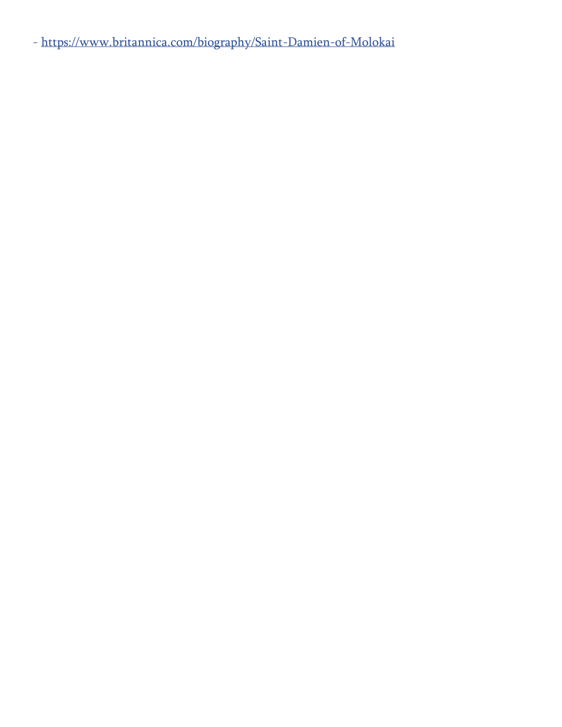- https://www.britannica.com/biography/Saint-Damien-of-Molokai